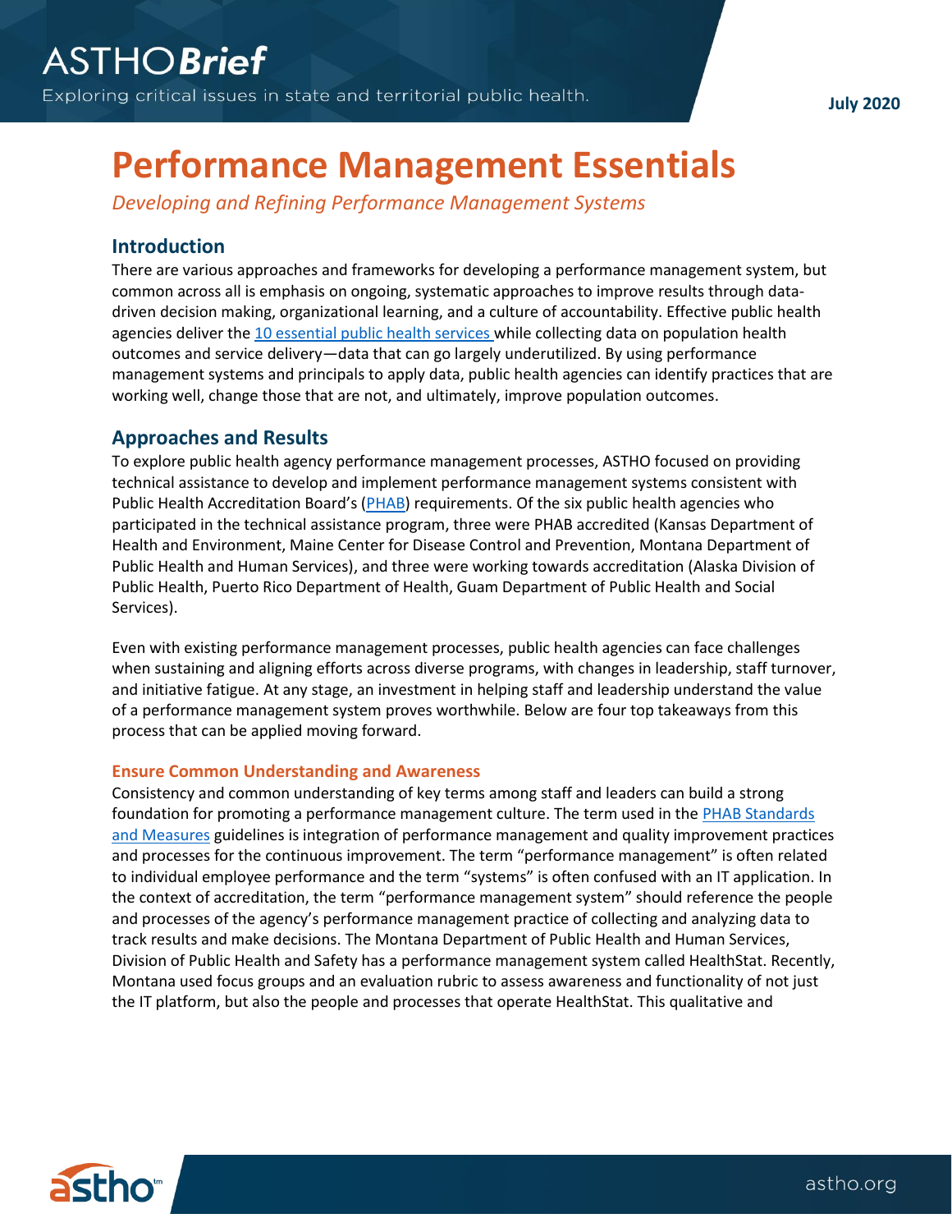ASTHO**Brief**

Exploring critical issues in state and territorial public health.

**July 2020**

# Performance Management Essentials

*Developing and Refining Performance Management Systems*

## Introduction

There are various approaches and frameworks for developing a performance management system, but common across all is emphasis on ongoing, systematic approaches to improve results through data-driven decision making, organizational learning, and a culture of accountability. Effective public health agencies deliver the 10 essential public health services while collecting data on population health outcomes and service delivery—data that can go largely underutilized. By using performance management systems and principals to apply data, public health agencies can identify practices that are working well, change those that are not, and ultimately, improve population outcomes.

## Approaches and Results

To explore public health agency performance management processes, ASTHO focused on providing technical assistance to develop and implement performance management systems consistent with Public Health Accreditation Board's (PHAB) requirements. Of the six public health agencies who participated in the technical assistance program, three were PHAB accredited (Kansas Department of Health and Environment, Maine Center for Disease Control and Prevention, Montana Department of Public Health and Human Services), and three were working towards accreditation (Alaska Division of Public Health, Puerto Rico Department of Health, Guam Department of Public Health and Social Services).

Even with existing performance management processes, public health agencies can face challenges when sustaining and aligning efforts across diverse programs, with changes in leadership, staff turnover, and initiative fatigue. At any stage, an investment in helping staff and leadership understand the value of a performance management system proves worthwhile. Below are four top takeaways from this process that can be applied moving forward.

### Ensure Common Understanding and Awareness

Consistency and common understanding of key terms among staff and leaders can build a strong foundation for promoting a performance management culture. The term used in the PHAB Standards and Measures guidelines is integration of performance management and quality improvement practices and processes for the continuous improvement. The term "performance management" is often related to individual employee performance and the term "systems" is often confused with an IT application. In the context of accreditation, the term "performance management system" should reference the people and processes of the agency's performance management practice of collecting and analyzing data to track results and make decisions. The Montana Department of Public Health and Human Services, Division of Public Health and Safety has a performance management system called HealthStat. Recently, Montana used focus groups and an evaluation rubric to assess awareness and functionality of not just the IT platform, but also the people and processes that operate HealthStat. This qualitative and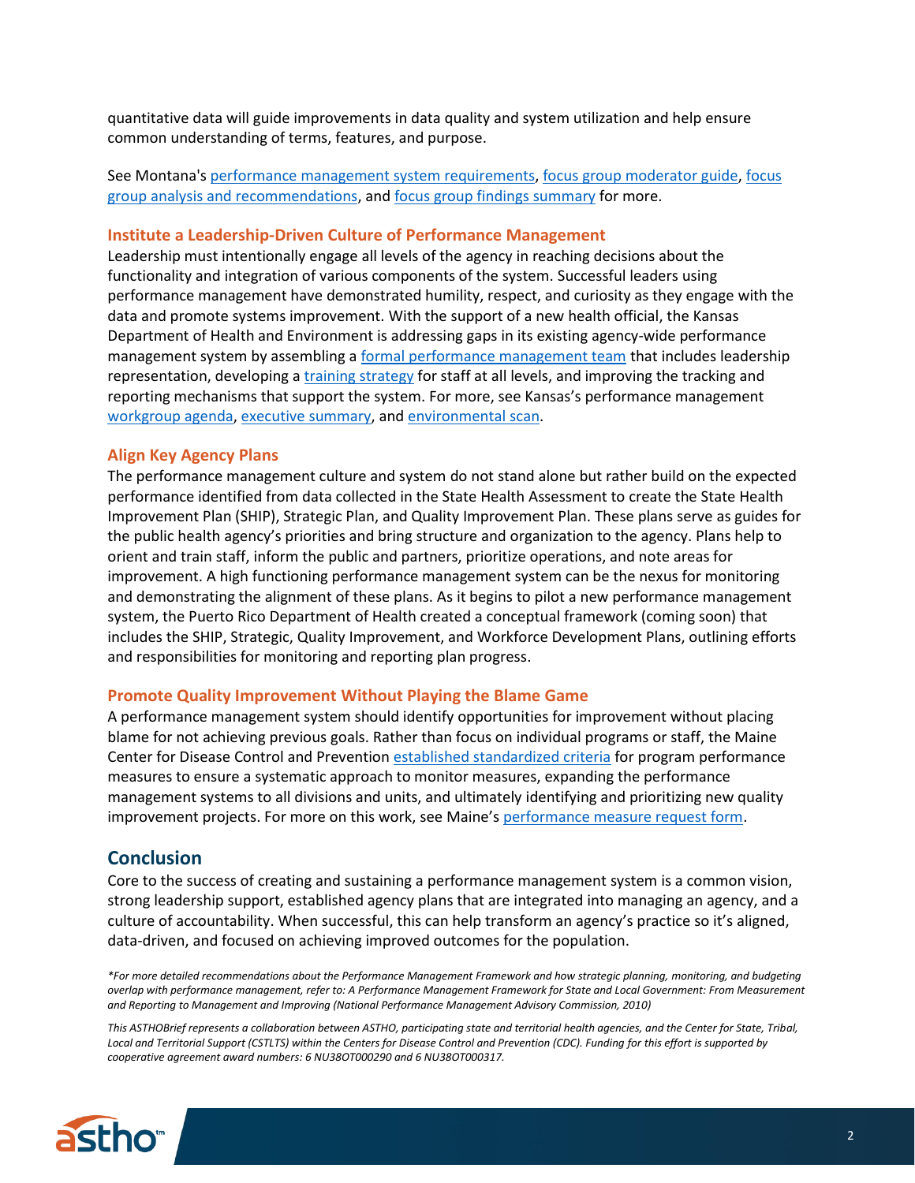quantitative data will guide improvements in data quality and system utilization and help ensure common understanding of terms, features, and purpose.

See Montana's performance management system requirements, focus group moderator guide, focus group analysis and recommendations, and focus group findings summary for more.

### Institute a Leadership-Driven Culture of Performance Management

Leadership must intentionally engage all levels of the agency in reaching decisions about the functionality and integration of various components of the system. Successful leaders using performance management have demonstrated humility, respect, and curiosity as they engage with the data and promote systems improvement. With the support of a new health official, the Kansas Department of Health and Environment is addressing gaps in its existing agency-wide performance management system by assembling a formal performance management team that includes leadership representation, developing a training strategy for staff at all levels, and improving the tracking and reporting mechanisms that support the system. For more, see Kansas's performance management workgroup agenda, executive summary, and environmental scan.

### Align Key Agency Plans

The performance management culture and system do not stand alone but rather build on the expected performance identified from data collected in the State Health Assessment to create the State Health Improvement Plan (SHIP), Strategic Plan, and Quality Improvement Plan. These plans serve as guides for the public health agency's priorities and bring structure and organization to the agency. Plans help to orient and train staff, inform the public and partners, prioritize operations, and note areas for improvement. A high functioning performance management system can be the nexus for monitoring and demonstrating the alignment of these plans. As it begins to pilot a new performance management system, the Puerto Rico Department of Health created a conceptual framework (coming soon) that includes the SHIP, Strategic, Quality Improvement, and Workforce Development Plans, outlining efforts and responsibilities for monitoring and reporting plan progress.

### Promote Quality Improvement Without Playing the Blame Game

A performance management system should identify opportunities for improvement without placing blame for not achieving previous goals. Rather than focus on individual programs or staff, the Maine Center for Disease Control and Prevention established standardized criteria for program performance measures to ensure a systematic approach to monitor measures, expanding the performance management systems to all divisions and units, and ultimately identifying and prioritizing new quality improvement projects. For more on this work, see Maine's performance measure request form.

## Conclusion

Core to the success of creating and sustaining a performance management system is a common vision, strong leadership support, established agency plans that are integrated into managing an agency, and a culture of accountability. When successful, this can help transform an agency's practice so it's aligned, data-driven, and focused on achieving improved outcomes for the population.

*\*For more detailed recommendations about the Performance Management Framework and how strategic planning, monitoring, and budgeting overlap with performance management, refer to: A Performance Management Framework for State and Local Government: From Measurement and Reporting to Management and Improving (National Performance Management Advisory Commission, 2010)*

*This ASTHOBrief represents a collaboration between ASTHO, participating state and territorial health agencies, and the Center for State, Tribal, Local and Territorial Support (CSTLTS) within the Centers for Disease Control and Prevention (CDC). Funding for this effort is supported by cooperative agreement award numbers: 6 NU38OT000290 and 6 NU38OT000317.*